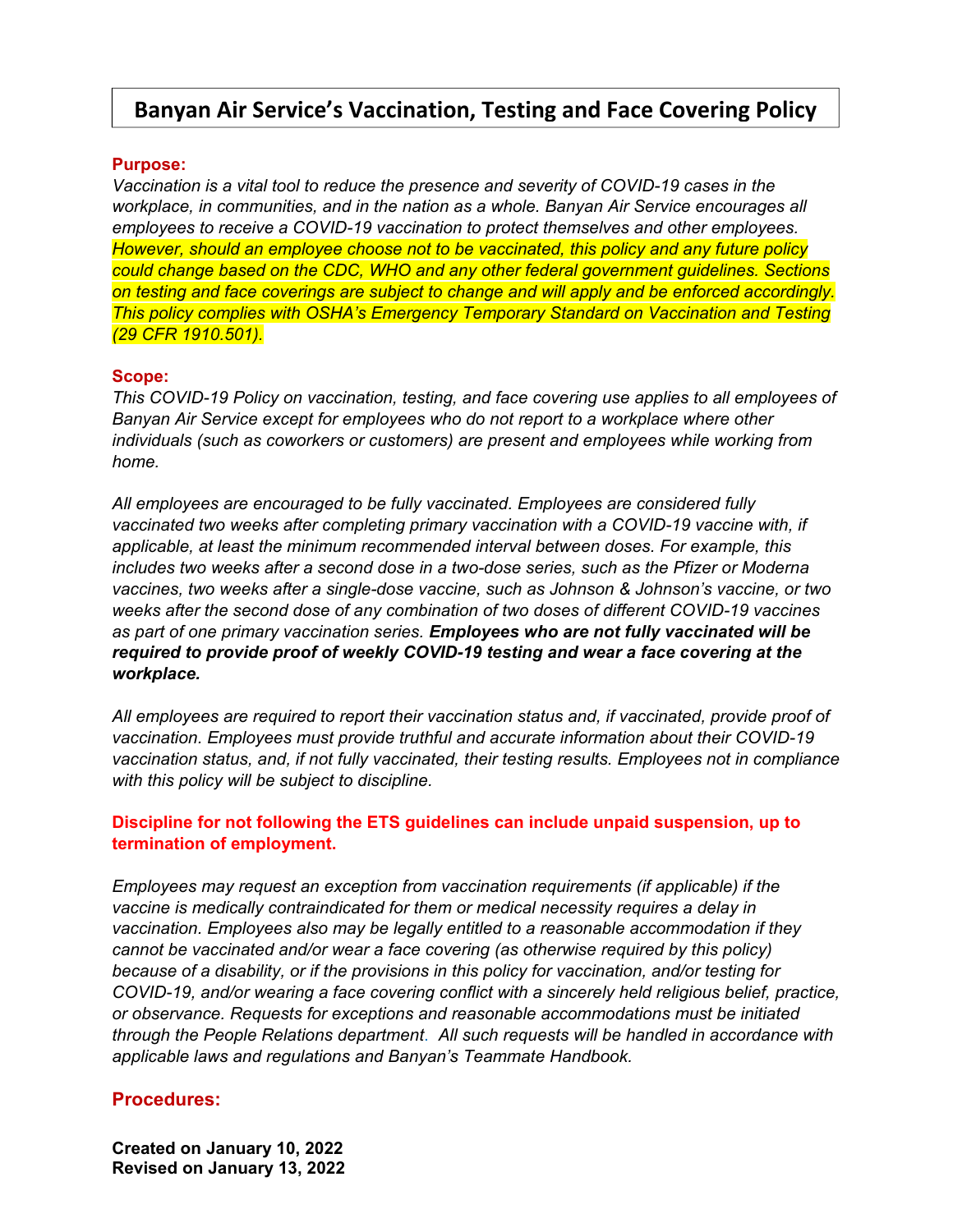# Banyan Air Service's Vaccination, Testing and Face Covering Policy

**Purpose:**

*Vaccination is a vital tool to reduce the presence and severity of COVID-19 cases in the workplace, in communities, and in the nation as a whole. Banyan Air Service encourages all employees to receive a COVID-19 vaccination to protect themselves and other employees. However, should an employee choose not to be vaccinated, this policy and any future policy could change based on the CDC, WHO and any other federal government guidelines. Sections on testing and face coverings are subject to change and will apply and be enforced accordingly. This policy complies with OSHA's Emergency Temporary Standard on Vaccination and Testing (29 CFR 1910.501).*

**Scope:**

*This COVID-19 Policy on vaccination, testing, and face covering use applies to all employees of Banyan Air Service except for employees who do not report to a workplace where other individuals (such as coworkers or customers) are present and employees while working from home.*

*All employees are encouraged to be fully vaccinated. Employees are considered fully vaccinated two weeks after completing primary vaccination with a COVID-19 vaccine with, if applicable, at least the minimum recommended interval between doses. For example, this includes two weeks after a second dose in a two-dose series, such as the Pfizer or Moderna vaccines, two weeks after a single-dose vaccine, such as Johnson & Johnson's vaccine, or two weeks after the second dose of any combination of two doses of different COVID-19 vaccines as part of one primary vaccination series.* ***Employees who are not fully vaccinated will be required to provide proof of weekly COVID-19 testing and wear a face covering at the workplace.***

*All employees are required to report their vaccination status and, if vaccinated, provide proof of vaccination. Employees must provide truthful and accurate information about their COVID-19 vaccination status, and, if not fully vaccinated, their testing results. Employees not in compliance with this policy will be subject to discipline.*

**Discipline for not following the ETS guidelines can include unpaid suspension, up to termination of employment.**

*Employees may request an exception from vaccination requirements (if applicable) if the vaccine is medically contraindicated for them or medical necessity requires a delay in vaccination. Employees also may be legally entitled to a reasonable accommodation if they cannot be vaccinated and/or wear a face covering (as otherwise required by this policy) because of a disability, or if the provisions in this policy for vaccination, and/or testing for COVID-19, and/or wearing a face covering conflict with a sincerely held religious belief, practice, or observance. Requests for exceptions and reasonable accommodations must be initiated through the People Relations department. All such requests will be handled in accordance with applicable laws and regulations and Banyan's Teammate Handbook.*

## Procedures:

**Created on January 10, 2022**
**Revised on January 13, 2022**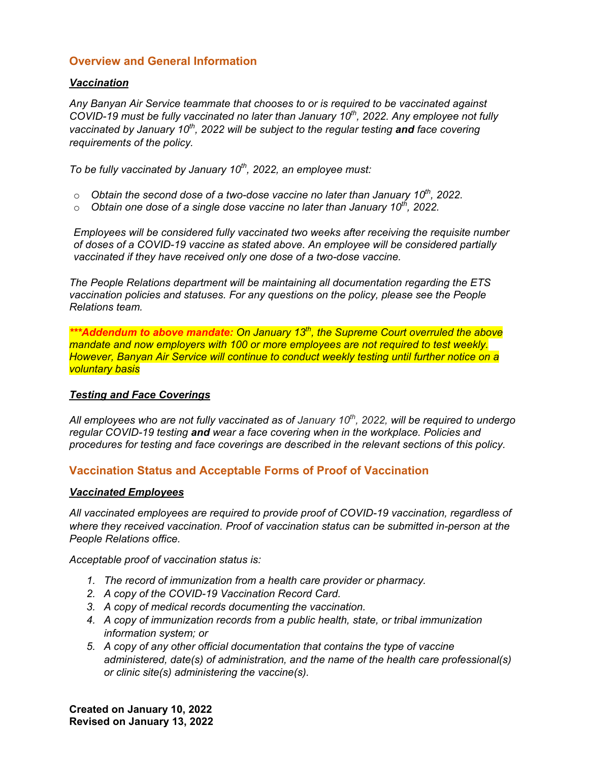## Overview and General Information

### ***Vaccination***

*Any Banyan Air Service teammate that chooses to or is required to be vaccinated against COVID-19 must be fully vaccinated no later than January 10th, 2022. Any employee not fully vaccinated by January 10th, 2022 will be subject to the regular testing **and** face covering requirements of the policy.*

*To be fully vaccinated by January 10th, 2022, an employee must:*

- *Obtain the second dose of a two-dose vaccine no later than January 10th, 2022.*
- *Obtain one dose of a single dose vaccine no later than January 10th, 2022.*

*Employees will be considered fully vaccinated two weeks after receiving the requisite number of doses of a COVID-19 vaccine as stated above. An employee will be considered partially vaccinated if they have received only one dose of a two-dose vaccine.*

*The People Relations department will be maintaining all documentation regarding the ETS vaccination policies and statuses. For any questions on the policy, please see the People Relations team.*

***\*\*Addendum to above mandate:** On January 13th, the Supreme Court overruled the above mandate and now employers with 100 or more employees are not required to test weekly. However, Banyan Air Service will continue to conduct weekly testing until further notice on a voluntary basis*

### ***Testing and Face Coverings***

*All employees who are not fully vaccinated as of January 10th, 2022, will be required to undergo regular COVID-19 testing **and** wear a face covering when in the workplace. Policies and procedures for testing and face coverings are described in the relevant sections of this policy.*

## Vaccination Status and Acceptable Forms of Proof of Vaccination

### ***Vaccinated Employees***

*All vaccinated employees are required to provide proof of COVID-19 vaccination, regardless of where they received vaccination. Proof of vaccination status can be submitted in-person at the People Relations office.*

*Acceptable proof of vaccination status is:*

1. *The record of immunization from a health care provider or pharmacy.*
2. *A copy of the COVID-19 Vaccination Record Card.*
3. *A copy of medical records documenting the vaccination.*
4. *A copy of immunization records from a public health, state, or tribal immunization information system; or*
5. *A copy of any other official documentation that contains the type of vaccine administered, date(s) of administration, and the name of the health care professional(s) or clinic site(s) administering the vaccine(s).*

**Created on January 10, 2022**
**Revised on January 13, 2022**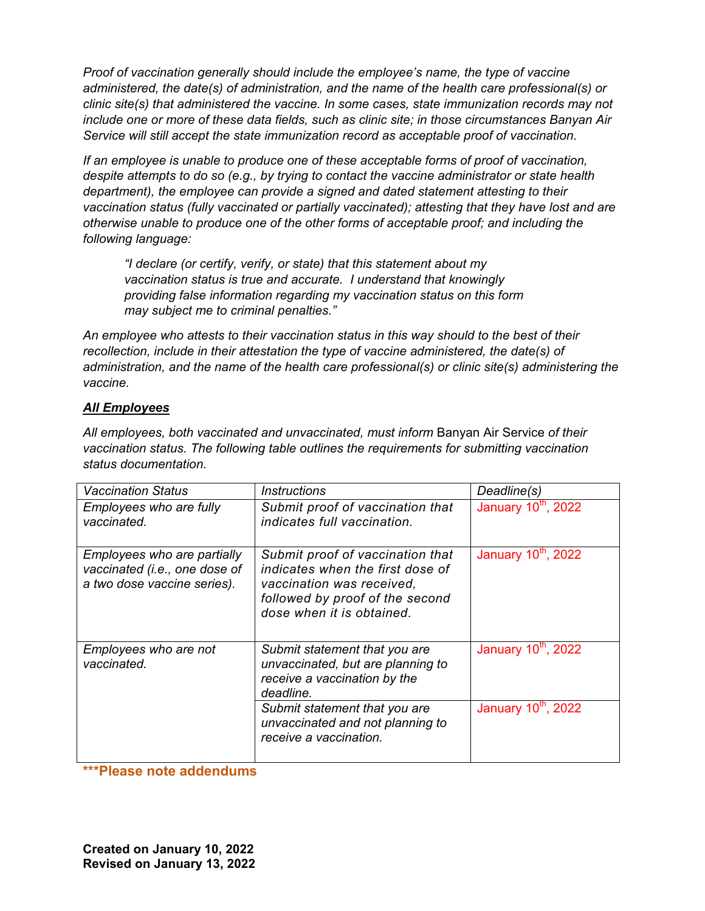*Proof of vaccination generally should include the employee's name, the type of vaccine administered, the date(s) of administration, and the name of the health care professional(s) or clinic site(s) that administered the vaccine. In some cases, state immunization records may not include one or more of these data fields, such as clinic site; in those circumstances Banyan Air Service will still accept the state immunization record as acceptable proof of vaccination.*

*If an employee is unable to produce one of these acceptable forms of proof of vaccination, despite attempts to do so (e.g., by trying to contact the vaccine administrator or state health department), the employee can provide a signed and dated statement attesting to their vaccination status (fully vaccinated or partially vaccinated); attesting that they have lost and are otherwise unable to produce one of the other forms of acceptable proof; and including the following language:*

> *"I declare (or certify, verify, or state) that this statement about my vaccination status is true and accurate. I understand that knowingly providing false information regarding my vaccination status on this form may subject me to criminal penalties."*

*An employee who attests to their vaccination status in this way should to the best of their recollection, include in their attestation the type of vaccine administered, the date(s) of administration, and the name of the health care professional(s) or clinic site(s) administering the vaccine.*

***All Employees***

*All employees, both vaccinated and unvaccinated, must inform* Banyan Air Service *of their vaccination status. The following table outlines the requirements for submitting vaccination status documentation.*

| *Vaccination Status* | *Instructions* | *Deadline(s)* |
|---|---|---|
| *Employees who are fully vaccinated.* | *Submit proof of vaccination that indicates full vaccination.* | January 10th, 2022 |
| *Employees who are partially vaccinated (i.e., one dose of a two dose vaccine series).* | *Submit proof of vaccination that indicates when the first dose of vaccination was received, followed by proof of the second dose when it is obtained.* | January 10th, 2022 |
| *Employees who are not vaccinated.* | *Submit statement that you are unvaccinated, but are planning to receive a vaccination by the deadline.* | January 10th, 2022 |
| | *Submit statement that you are unvaccinated and not planning to receive a vaccination.* | January 10th, 2022 |

**\*\*\*Please note addendums**

**Created on January 10, 2022**
**Revised on January 13, 2022**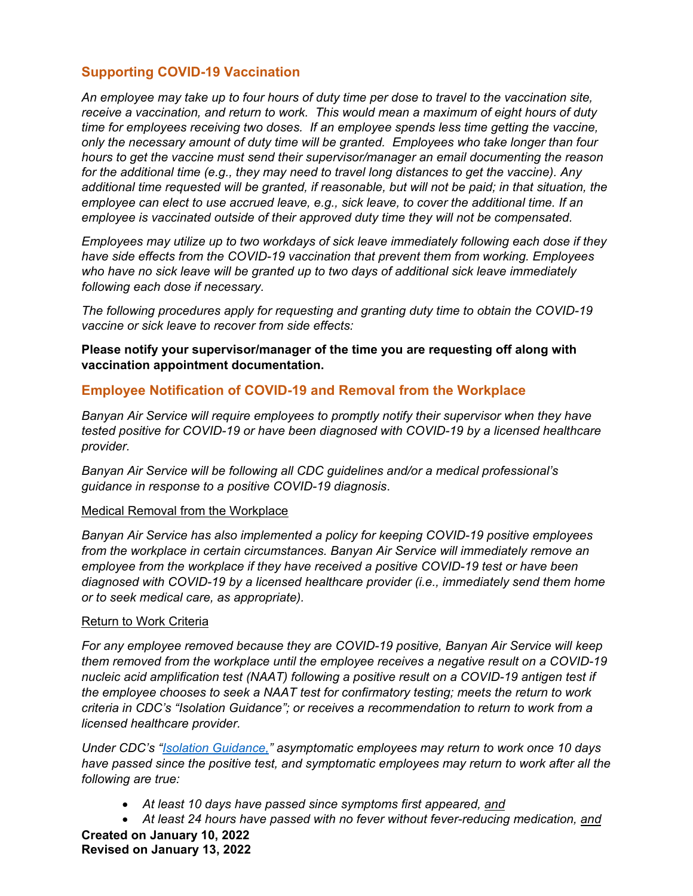## Supporting COVID-19 Vaccination

*An employee may take up to four hours of duty time per dose to travel to the vaccination site, receive a vaccination, and return to work. This would mean a maximum of eight hours of duty time for employees receiving two doses. If an employee spends less time getting the vaccine, only the necessary amount of duty time will be granted. Employees who take longer than four hours to get the vaccine must send their supervisor/manager an email documenting the reason for the additional time (e.g., they may need to travel long distances to get the vaccine). Any additional time requested will be granted, if reasonable, but will not be paid; in that situation, the employee can elect to use accrued leave, e.g., sick leave, to cover the additional time. If an employee is vaccinated outside of their approved duty time they will not be compensated.*

*Employees may utilize up to two workdays of sick leave immediately following each dose if they have side effects from the COVID-19 vaccination that prevent them from working. Employees who have no sick leave will be granted up to two days of additional sick leave immediately following each dose if necessary.*

*The following procedures apply for requesting and granting duty time to obtain the COVID-19 vaccine or sick leave to recover from side effects:*

**Please notify your supervisor/manager of the time you are requesting off along with vaccination appointment documentation.**

## Employee Notification of COVID-19 and Removal from the Workplace

*Banyan Air Service will require employees to promptly notify their supervisor when they have tested positive for COVID-19 or have been diagnosed with COVID-19 by a licensed healthcare provider.*

*Banyan Air Service will be following all CDC guidelines and/or a medical professional's guidance in response to a positive COVID-19 diagnosis*.

<u>Medical Removal from the Workplace</u>

*Banyan Air Service has also implemented a policy for keeping COVID-19 positive employees from the workplace in certain circumstances. Banyan Air Service will immediately remove an employee from the workplace if they have received a positive COVID-19 test or have been diagnosed with COVID-19 by a licensed healthcare provider (i.e., immediately send them home or to seek medical care, as appropriate).*

<u>Return to Work Criteria</u>

*For any employee removed because they are COVID-19 positive, Banyan Air Service will keep them removed from the workplace until the employee receives a negative result on a COVID-19 nucleic acid amplification test (NAAT) following a positive result on a COVID-19 antigen test if the employee chooses to seek a NAAT test for confirmatory testing; meets the return to work criteria in CDC's "Isolation Guidance"; or receives a recommendation to return to work from a licensed healthcare provider.*

*Under CDC's "Isolation Guidance," asymptomatic employees may return to work once 10 days have passed since the positive test, and symptomatic employees may return to work after all the following are true:*

- *At least 10 days have passed since symptoms first appeared, <u>and</u>*
- *At least 24 hours have passed with no fever without fever-reducing medication, <u>and</u>*

**Created on January 10, 2022**
**Revised on January 13, 2022**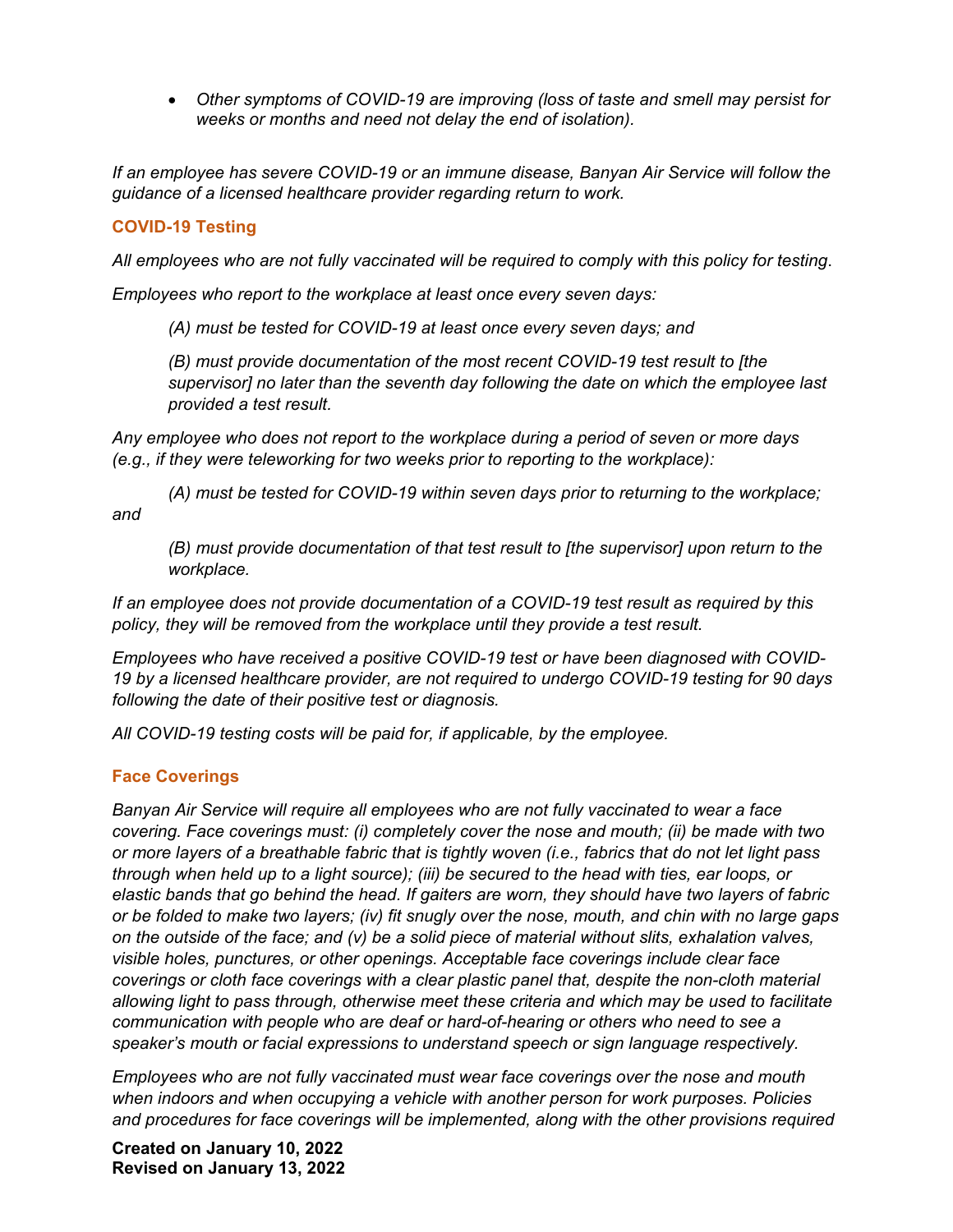- *Other symptoms of COVID-19 are improving (loss of taste and smell may persist for weeks or months and need not delay the end of isolation).*

*If an employee has severe COVID-19 or an immune disease, Banyan Air Service will follow the guidance of a licensed healthcare provider regarding return to work.*

### COVID-19 Testing

*All employees who are not fully vaccinated will be required to comply with this policy for testing*.

*Employees who report to the workplace at least once every seven days:*

> *(A) must be tested for COVID-19 at least once every seven days; and*
>
> *(B) must provide documentation of the most recent COVID-19 test result to [the supervisor] no later than the seventh day following the date on which the employee last provided a test result.*

*Any employee who does not report to the workplace during a period of seven or more days (e.g., if they were teleworking for two weeks prior to reporting to the workplace):*

> *(A) must be tested for COVID-19 within seven days prior to returning to the workplace; and*
>
> *(B) must provide documentation of that test result to [the supervisor] upon return to the workplace.*

*If an employee does not provide documentation of a COVID-19 test result as required by this policy, they will be removed from the workplace until they provide a test result.*

*Employees who have received a positive COVID-19 test or have been diagnosed with COVID-19 by a licensed healthcare provider, are not required to undergo COVID-19 testing for 90 days following the date of their positive test or diagnosis.*

*All COVID-19 testing costs will be paid for, if applicable, by the employee.*

### Face Coverings

*Banyan Air Service will require all employees who are not fully vaccinated to wear a face covering. Face coverings must: (i) completely cover the nose and mouth; (ii) be made with two or more layers of a breathable fabric that is tightly woven (i.e., fabrics that do not let light pass through when held up to a light source); (iii) be secured to the head with ties, ear loops, or elastic bands that go behind the head. If gaiters are worn, they should have two layers of fabric or be folded to make two layers; (iv) fit snugly over the nose, mouth, and chin with no large gaps on the outside of the face; and (v) be a solid piece of material without slits, exhalation valves, visible holes, punctures, or other openings. Acceptable face coverings include clear face coverings or cloth face coverings with a clear plastic panel that, despite the non-cloth material allowing light to pass through, otherwise meet these criteria and which may be used to facilitate communication with people who are deaf or hard-of-hearing or others who need to see a speaker's mouth or facial expressions to understand speech or sign language respectively.*

*Employees who are not fully vaccinated must wear face coverings over the nose and mouth when indoors and when occupying a vehicle with another person for work purposes. Policies and procedures for face coverings will be implemented, along with the other provisions required*

**Created on January 10, 2022**
**Revised on January 13, 2022**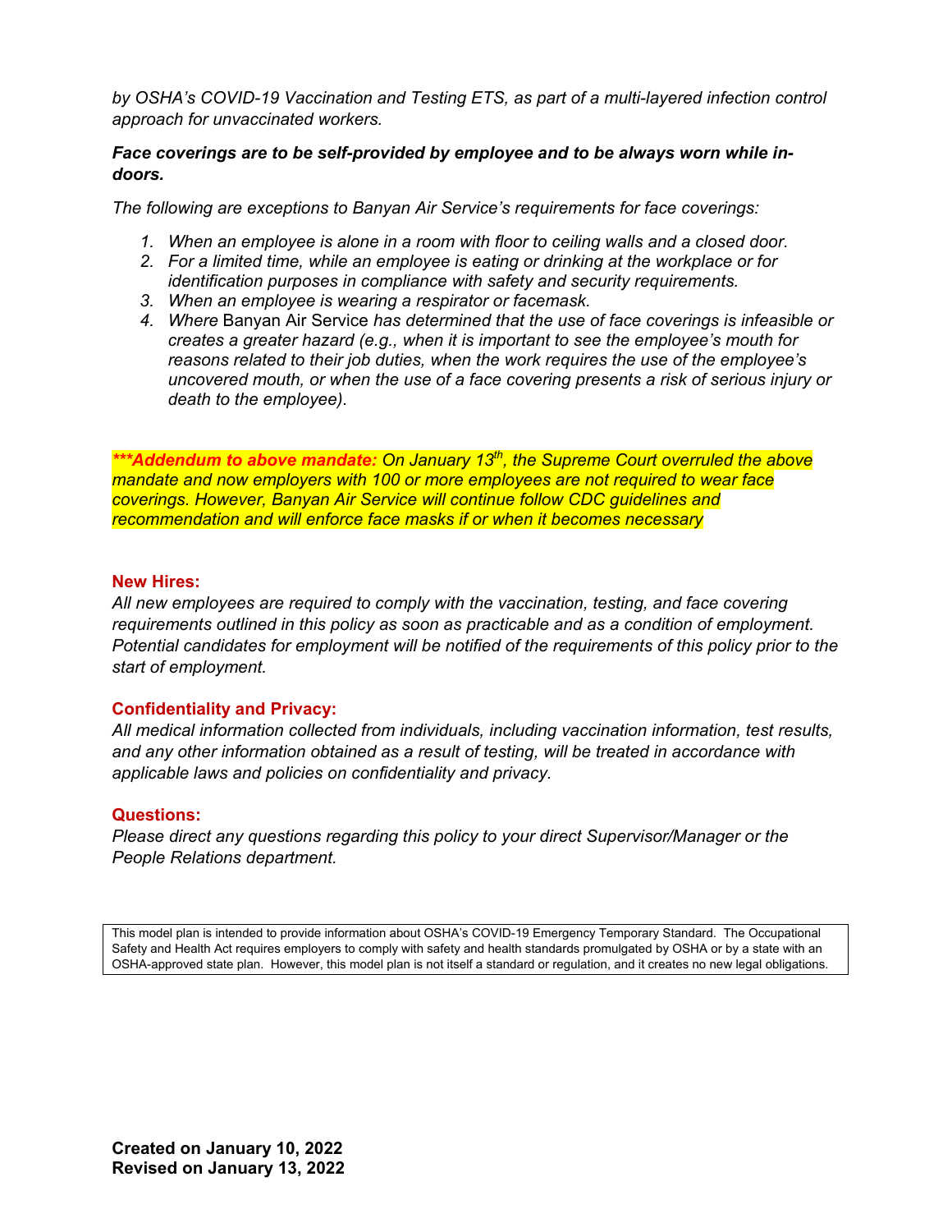*by OSHA's COVID-19 Vaccination and Testing ETS, as part of a multi-layered infection control approach for unvaccinated workers.*

***Face coverings are to be self-provided by employee and to be always worn while in-doors.***

*The following are exceptions to Banyan Air Service's requirements for face coverings:*

1. *When an employee is alone in a room with floor to ceiling walls and a closed door.*
2. *For a limited time, while an employee is eating or drinking at the workplace or for identification purposes in compliance with safety and security requirements.*
3. *When an employee is wearing a respirator or facemask.*
4. *Where* Banyan Air Service *has determined that the use of face coverings is infeasible or creates a greater hazard (e.g., when it is important to see the employee's mouth for reasons related to their job duties, when the work requires the use of the employee's uncovered mouth, or when the use of a face covering presents a risk of serious injury or death to the employee).*

***\*\*\*Addendum to above mandate:** On January 13th, the Supreme Court overruled the above mandate and now employers with 100 or more employees are not required to wear face coverings. However, Banyan Air Service will continue follow CDC guidelines and recommendation and will enforce face masks if or when it becomes necessary*

**New Hires:**

*All new employees are required to comply with the vaccination, testing, and face covering requirements outlined in this policy as soon as practicable and as a condition of employment. Potential candidates for employment will be notified of the requirements of this policy prior to the start of employment.*

**Confidentiality and Privacy:**

*All medical information collected from individuals, including vaccination information, test results, and any other information obtained as a result of testing, will be treated in accordance with applicable laws and policies on confidentiality and privacy.*

**Questions:**

*Please direct any questions regarding this policy to your direct Supervisor/Manager or the People Relations department.*

This model plan is intended to provide information about OSHA's COVID-19 Emergency Temporary Standard. The Occupational Safety and Health Act requires employers to comply with safety and health standards promulgated by OSHA or by a state with an OSHA-approved state plan. However, this model plan is not itself a standard or regulation, and it creates no new legal obligations.

**Created on January 10, 2022**
**Revised on January 13, 2022**